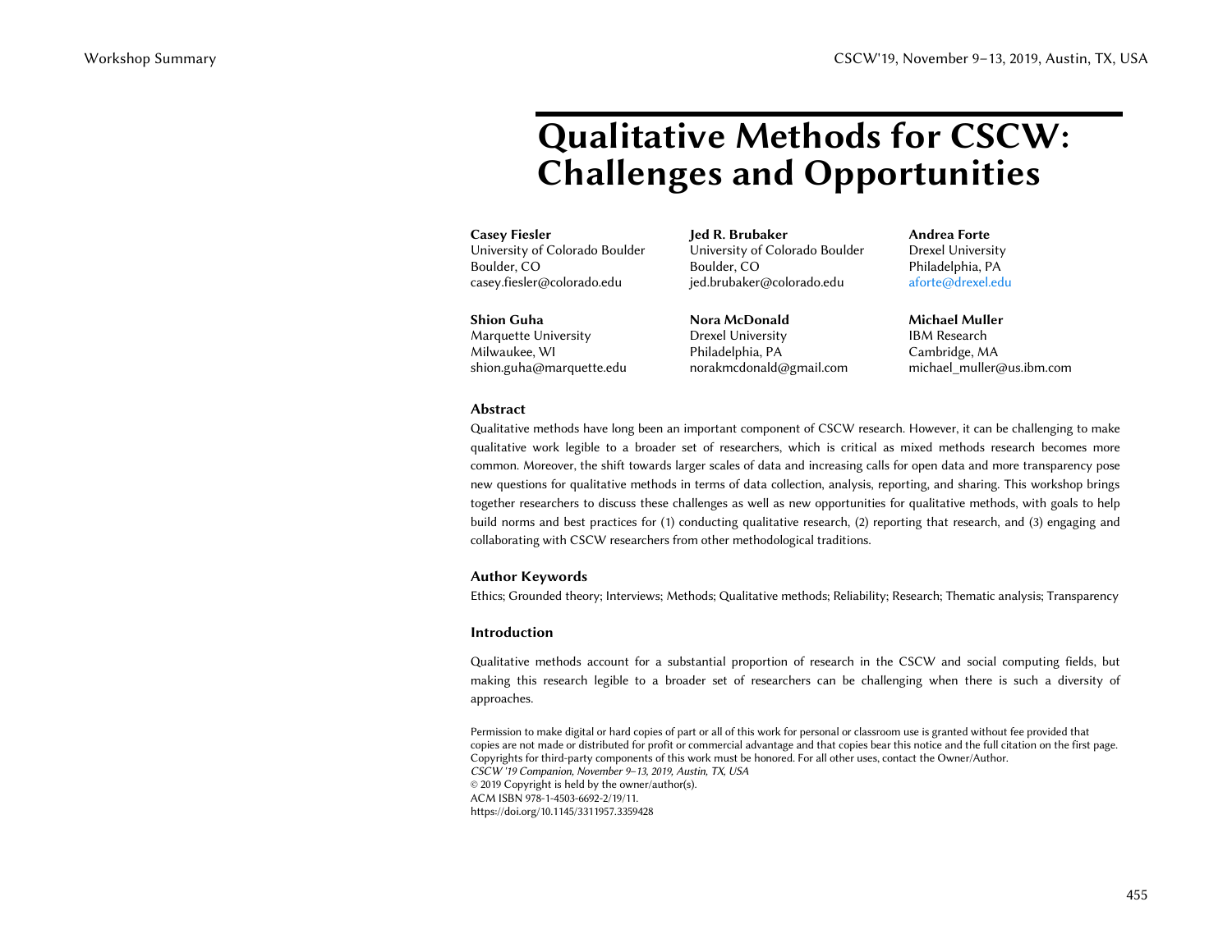# Qualitative Methods for CSCW: Challenges and Opportunities

**Casey Fiesler**
University of Colorado Boulder
Boulder, CO
casey.fiesler@colorado.edu

**Jed R. Brubaker**
University of Colorado Boulder
Boulder, CO
jed.brubaker@colorado.edu

**Andrea Forte**
Drexel University
Philadelphia, PA
aforte@drexel.edu

**Shion Guha**
Marquette University
Milwaukee, WI
shion.guha@marquette.edu

**Nora McDonald**
Drexel University
Philadelphia, PA
norakmcdonald@gmail.com

**Michael Muller**
IBM Research
Cambridge, MA
michael_muller@us.ibm.com

## Abstract

Qualitative methods have long been an important component of CSCW research. However, it can be challenging to make qualitative work legible to a broader set of researchers, which is critical as mixed methods research becomes more common. Moreover, the shift towards larger scales of data and increasing calls for open data and more transparency pose new questions for qualitative methods in terms of data collection, analysis, reporting, and sharing. This workshop brings together researchers to discuss these challenges as well as new opportunities for qualitative methods, with goals to help build norms and best practices for (1) conducting qualitative research, (2) reporting that research, and (3) engaging and collaborating with CSCW researchers from other methodological traditions.

## Author Keywords

Ethics; Grounded theory; Interviews; Methods; Qualitative methods; Reliability; Research; Thematic analysis; Transparency

## Introduction

Qualitative methods account for a substantial proportion of research in the CSCW and social computing fields, but making this research legible to a broader set of researchers can be challenging when there is such a diversity of approaches.

Permission to make digital or hard copies of part or all of this work for personal or classroom use is granted without fee provided that copies are not made or distributed for profit or commercial advantage and that copies bear this notice and the full citation on the first page. Copyrights for third-party components of this work must be honored. For all other uses, contact the Owner/Author.
*CSCW '19 Companion, November 9–13, 2019, Austin, TX, USA*
© 2019 Copyright is held by the owner/author(s).
ACM ISBN 978-1-4503-6692-2/19/11.
https://doi.org/10.1145/3311957.3359428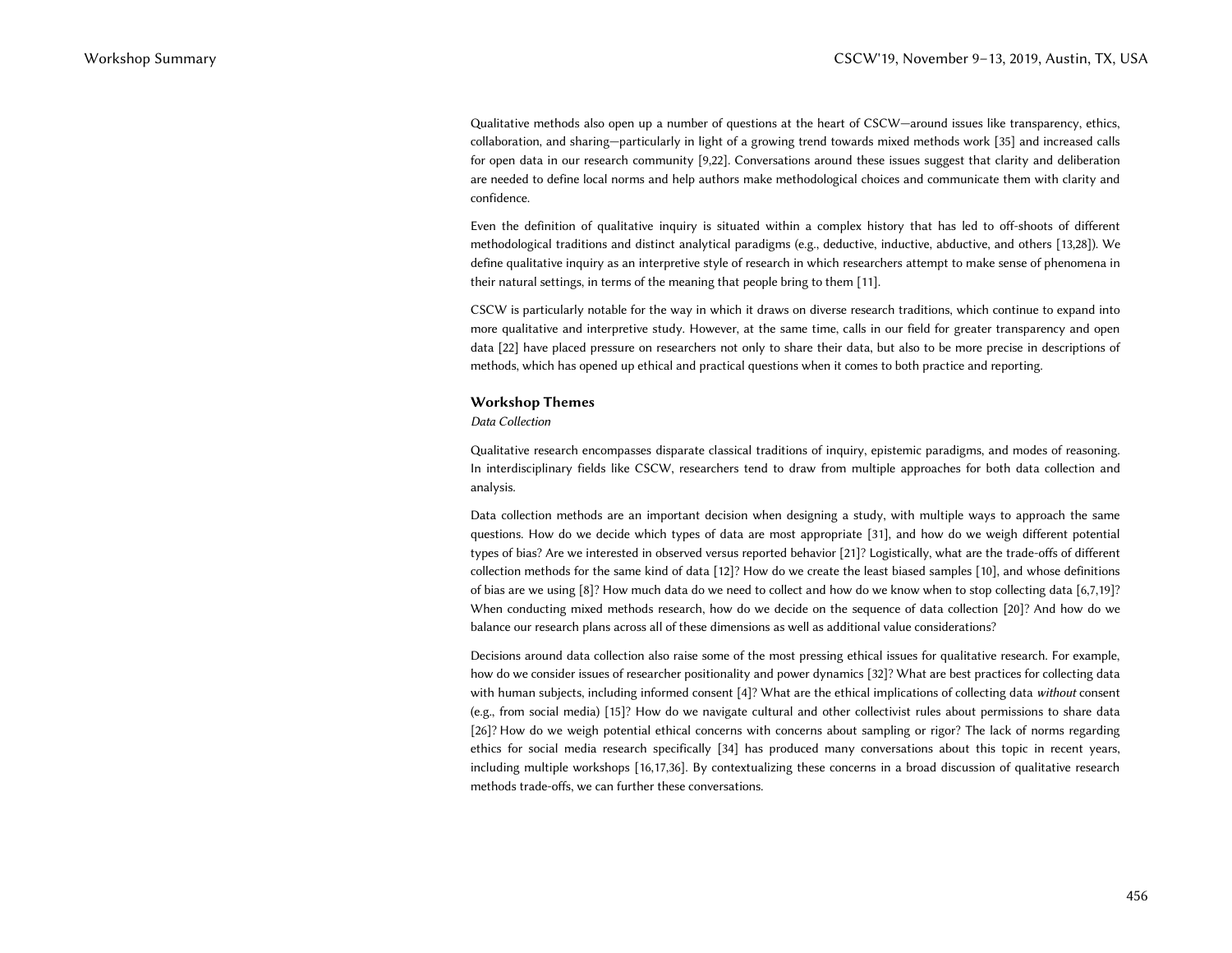Qualitative methods also open up a number of questions at the heart of CSCW—around issues like transparency, ethics, collaboration, and sharing—particularly in light of a growing trend towards mixed methods work [35] and increased calls for open data in our research community [9,22]. Conversations around these issues suggest that clarity and deliberation are needed to define local norms and help authors make methodological choices and communicate them with clarity and confidence.

Even the definition of qualitative inquiry is situated within a complex history that has led to off-shoots of different methodological traditions and distinct analytical paradigms (e.g., deductive, inductive, abductive, and others [13,28]). We define qualitative inquiry as an interpretive style of research in which researchers attempt to make sense of phenomena in their natural settings, in terms of the meaning that people bring to them [11].

CSCW is particularly notable for the way in which it draws on diverse research traditions, which continue to expand into more qualitative and interpretive study. However, at the same time, calls in our field for greater transparency and open data [22] have placed pressure on researchers not only to share their data, but also to be more precise in descriptions of methods, which has opened up ethical and practical questions when it comes to both practice and reporting.

### Workshop Themes

*Data Collection*

Qualitative research encompasses disparate classical traditions of inquiry, epistemic paradigms, and modes of reasoning. In interdisciplinary fields like CSCW, researchers tend to draw from multiple approaches for both data collection and analysis.

Data collection methods are an important decision when designing a study, with multiple ways to approach the same questions. How do we decide which types of data are most appropriate [31], and how do we weigh different potential types of bias? Are we interested in observed versus reported behavior [21]? Logistically, what are the trade-offs of different collection methods for the same kind of data [12]? How do we create the least biased samples [10], and whose definitions of bias are we using [8]? How much data do we need to collect and how do we know when to stop collecting data [6,7,19]? When conducting mixed methods research, how do we decide on the sequence of data collection [20]? And how do we balance our research plans across all of these dimensions as well as additional value considerations?

Decisions around data collection also raise some of the most pressing ethical issues for qualitative research. For example, how do we consider issues of researcher positionality and power dynamics [32]? What are best practices for collecting data with human subjects, including informed consent [4]? What are the ethical implications of collecting data *without* consent (e.g., from social media) [15]? How do we navigate cultural and other collectivist rules about permissions to share data [26]? How do we weigh potential ethical concerns with concerns about sampling or rigor? The lack of norms regarding ethics for social media research specifically [34] has produced many conversations about this topic in recent years, including multiple workshops [16,17,36]. By contextualizing these concerns in a broad discussion of qualitative research methods trade-offs, we can further these conversations.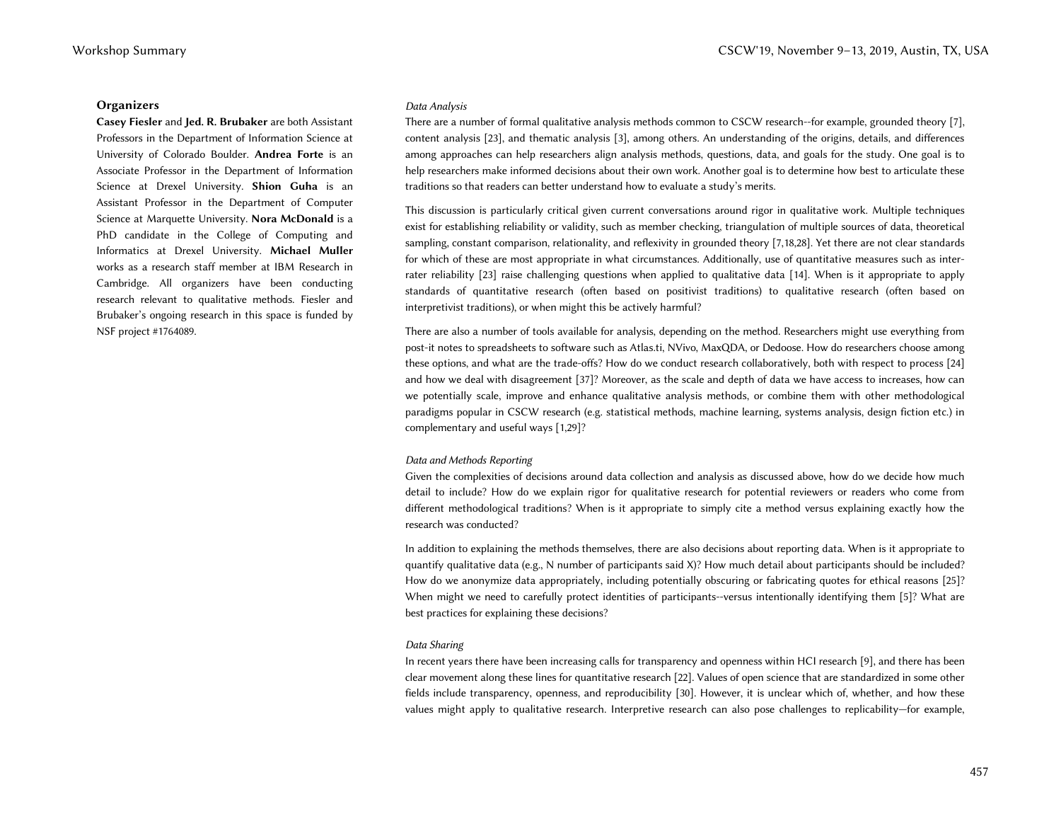### Organizers

**Casey Fiesler** and **Jed. R. Brubaker** are both Assistant Professors in the Department of Information Science at University of Colorado Boulder. **Andrea Forte** is an Associate Professor in the Department of Information Science at Drexel University. **Shion Guha** is an Assistant Professor in the Department of Computer Science at Marquette University. **Nora McDonald** is a PhD candidate in the College of Computing and Informatics at Drexel University. **Michael Muller** works as a research staff member at IBM Research in Cambridge. All organizers have been conducting research relevant to qualitative methods. Fiesler and Brubaker's ongoing research in this space is funded by NSF project #1764089.

*Data Analysis*

There are a number of formal qualitative analysis methods common to CSCW research--for example, grounded theory [7], content analysis [23], and thematic analysis [3], among others. An understanding of the origins, details, and differences among approaches can help researchers align analysis methods, questions, data, and goals for the study. One goal is to help researchers make informed decisions about their own work. Another goal is to determine how best to articulate these traditions so that readers can better understand how to evaluate a study's merits.

This discussion is particularly critical given current conversations around rigor in qualitative work. Multiple techniques exist for establishing reliability or validity, such as member checking, triangulation of multiple sources of data, theoretical sampling, constant comparison, relationality, and reflexivity in grounded theory [7,18,28]. Yet there are not clear standards for which of these are most appropriate in what circumstances. Additionally, use of quantitative measures such as inter-rater reliability [23] raise challenging questions when applied to qualitative data [14]. When is it appropriate to apply standards of quantitative research (often based on positivist traditions) to qualitative research (often based on interpretivist traditions), or when might this be actively harmful?

There are also a number of tools available for analysis, depending on the method. Researchers might use everything from post-it notes to spreadsheets to software such as Atlas.ti, NVivo, MaxQDA, or Dedoose. How do researchers choose among these options, and what are the trade-offs? How do we conduct research collaboratively, both with respect to process [24] and how we deal with disagreement [37]? Moreover, as the scale and depth of data we have access to increases, how can we potentially scale, improve and enhance qualitative analysis methods, or combine them with other methodological paradigms popular in CSCW research (e.g. statistical methods, machine learning, systems analysis, design fiction etc.) in complementary and useful ways [1,29]?

*Data and Methods Reporting*

Given the complexities of decisions around data collection and analysis as discussed above, how do we decide how much detail to include? How do we explain rigor for qualitative research for potential reviewers or readers who come from different methodological traditions? When is it appropriate to simply cite a method versus explaining exactly how the research was conducted?

In addition to explaining the methods themselves, there are also decisions about reporting data. When is it appropriate to quantify qualitative data (e.g., N number of participants said X)? How much detail about participants should be included? How do we anonymize data appropriately, including potentially obscuring or fabricating quotes for ethical reasons [25]? When might we need to carefully protect identities of participants--versus intentionally identifying them [5]? What are best practices for explaining these decisions?

*Data Sharing*

In recent years there have been increasing calls for transparency and openness within HCI research [9], and there has been clear movement along these lines for quantitative research [22]. Values of open science that are standardized in some other fields include transparency, openness, and reproducibility [30]. However, it is unclear which of, whether, and how these values might apply to qualitative research. Interpretive research can also pose challenges to replicability—for example,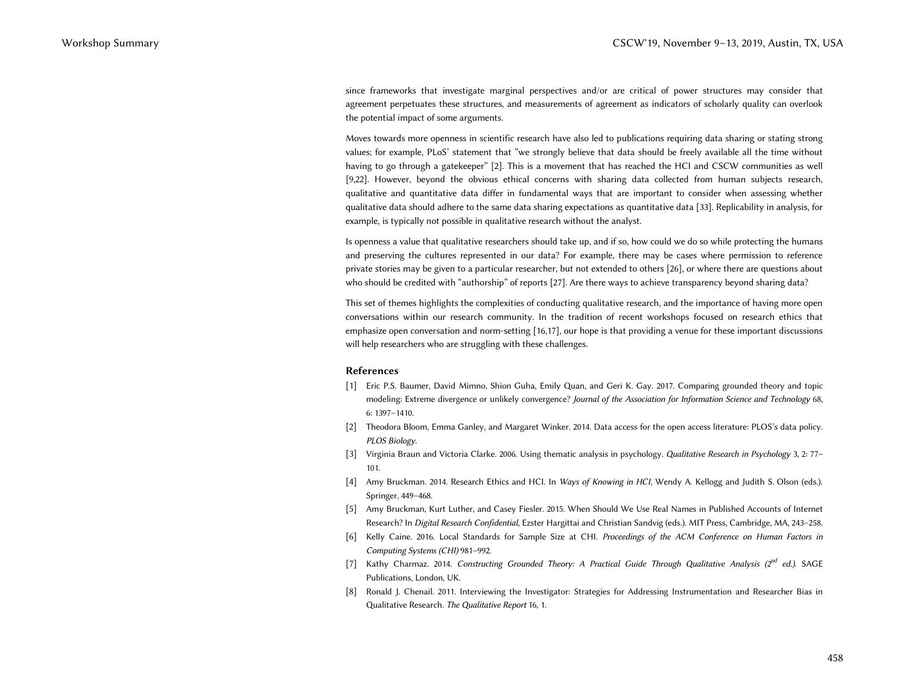since frameworks that investigate marginal perspectives and/or are critical of power structures may consider that agreement perpetuates these structures, and measurements of agreement as indicators of scholarly quality can overlook the potential impact of some arguments.

Moves towards more openness in scientific research have also led to publications requiring data sharing or stating strong values; for example, PLoS' statement that "we strongly believe that data should be freely available all the time without having to go through a gatekeeper" [2]. This is a movement that has reached the HCI and CSCW communities as well [9,22]. However, beyond the obvious ethical concerns with sharing data collected from human subjects research, qualitative and quantitative data differ in fundamental ways that are important to consider when assessing whether qualitative data should adhere to the same data sharing expectations as quantitative data [33]. Replicability in analysis, for example, is typically not possible in qualitative research without the analyst.

Is openness a value that qualitative researchers should take up, and if so, how could we do so while protecting the humans and preserving the cultures represented in our data? For example, there may be cases where permission to reference private stories may be given to a particular researcher, but not extended to others [26], or where there are questions about who should be credited with "authorship" of reports [27]. Are there ways to achieve transparency beyond sharing data?

This set of themes highlights the complexities of conducting qualitative research, and the importance of having more open conversations within our research community. In the tradition of recent workshops focused on research ethics that emphasize open conversation and norm-setting [16,17], our hope is that providing a venue for these important discussions will help researchers who are struggling with these challenges.

### References

[1] Eric P.S. Baumer, David Mimno, Shion Guha, Emily Quan, and Geri K. Gay. 2017. Comparing grounded theory and topic modeling: Extreme divergence or unlikely convergence? *Journal of the Association for Information Science and Technology* 68, 6: 1397–1410.

[2] Theodora Bloom, Emma Ganley, and Margaret Winker. 2014. Data access for the open access literature: PLOS's data policy. *PLOS Biology*.

[3] Virginia Braun and Victoria Clarke. 2006. Using thematic analysis in psychology. *Qualitative Research in Psychology* 3, 2: 77–101.

[4] Amy Bruckman. 2014. Research Ethics and HCI. In *Ways of Knowing in HCI*, Wendy A. Kellogg and Judith S. Olson (eds.). Springer, 449–468.

[5] Amy Bruckman, Kurt Luther, and Casey Fiesler. 2015. When Should We Use Real Names in Published Accounts of Internet Research? In *Digital Research Confidential*, Ezster Hargittai and Christian Sandvig (eds.). MIT Press, Cambridge, MA, 243–258.

[6] Kelly Caine. 2016. Local Standards for Sample Size at CHI. *Proceedings of the ACM Conference on Human Factors in Computing Systems (CHI)* 981–992.

[7] Kathy Charmaz. 2014. *Constructing Grounded Theory: A Practical Guide Through Qualitative Analysis (2nd ed.)*. SAGE Publications, London, UK.

[8] Ronald J. Chenail. 2011. Interviewing the Investigator: Strategies for Addressing Instrumentation and Researcher Bias in Qualitative Research. *The Qualitative Report* 16, 1.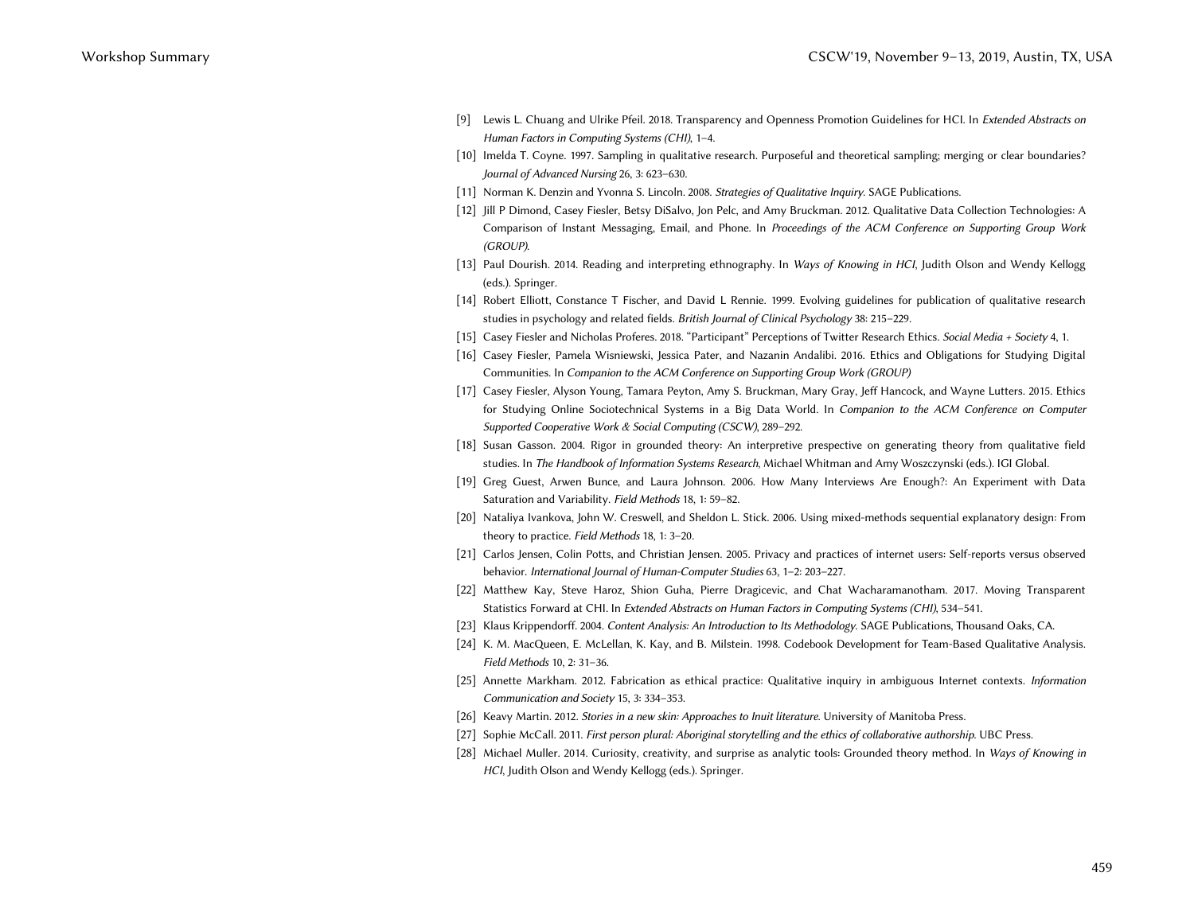[9] Lewis L. Chuang and Ulrike Pfeil. 2018. Transparency and Openness Promotion Guidelines for HCI. In *Extended Abstracts on Human Factors in Computing Systems (CHI)*, 1–4.

[10] Imelda T. Coyne. 1997. Sampling in qualitative research. Purposeful and theoretical sampling; merging or clear boundaries? *Journal of Advanced Nursing* 26, 3: 623–630.

[11] Norman K. Denzin and Yvonna S. Lincoln. 2008. *Strategies of Qualitative Inquiry*. SAGE Publications.

[12] Jill P Dimond, Casey Fiesler, Betsy DiSalvo, Jon Pelc, and Amy Bruckman. 2012. Qualitative Data Collection Technologies: A Comparison of Instant Messaging, Email, and Phone. In *Proceedings of the ACM Conference on Supporting Group Work (GROUP)*.

[13] Paul Dourish. 2014. Reading and interpreting ethnography. In *Ways of Knowing in HCI*, Judith Olson and Wendy Kellogg (eds.). Springer.

[14] Robert Elliott, Constance T Fischer, and David L Rennie. 1999. Evolving guidelines for publication of qualitative research studies in psychology and related fields. *British Journal of Clinical Psychology* 38: 215–229.

[15] Casey Fiesler and Nicholas Proferes. 2018. "Participant" Perceptions of Twitter Research Ethics. *Social Media + Society* 4, 1.

[16] Casey Fiesler, Pamela Wisniewski, Jessica Pater, and Nazanin Andalibi. 2016. Ethics and Obligations for Studying Digital Communities. In *Companion to the ACM Conference on Supporting Group Work (GROUP)*

[17] Casey Fiesler, Alyson Young, Tamara Peyton, Amy S. Bruckman, Mary Gray, Jeff Hancock, and Wayne Lutters. 2015. Ethics for Studying Online Sociotechnical Systems in a Big Data World. In *Companion to the ACM Conference on Computer Supported Cooperative Work & Social Computing (CSCW)*, 289–292.

[18] Susan Gasson. 2004. Rigor in grounded theory: An interpretive prespective on generating theory from qualitative field studies. In *The Handbook of Information Systems Research*, Michael Whitman and Amy Woszczynski (eds.). IGI Global.

[19] Greg Guest, Arwen Bunce, and Laura Johnson. 2006. How Many Interviews Are Enough?: An Experiment with Data Saturation and Variability. *Field Methods* 18, 1: 59–82.

[20] Nataliya Ivankova, John W. Creswell, and Sheldon L. Stick. 2006. Using mixed-methods sequential explanatory design: From theory to practice. *Field Methods* 18, 1: 3–20.

[21] Carlos Jensen, Colin Potts, and Christian Jensen. 2005. Privacy and practices of internet users: Self-reports versus observed behavior. *International Journal of Human-Computer Studies* 63, 1–2: 203–227.

[22] Matthew Kay, Steve Haroz, Shion Guha, Pierre Dragicevic, and Chat Wacharamanotham. 2017. Moving Transparent Statistics Forward at CHI. In *Extended Abstracts on Human Factors in Computing Systems (CHI)*, 534–541.

[23] Klaus Krippendorff. 2004. *Content Analysis: An Introduction to Its Methodology*. SAGE Publications, Thousand Oaks, CA.

[24] K. M. MacQueen, E. McLellan, K. Kay, and B. Milstein. 1998. Codebook Development for Team-Based Qualitative Analysis. *Field Methods* 10, 2: 31–36.

[25] Annette Markham. 2012. Fabrication as ethical practice: Qualitative inquiry in ambiguous Internet contexts. *Information Communication and Society* 15, 3: 334–353.

[26] Keavy Martin. 2012. *Stories in a new skin: Approaches to Inuit literature*. University of Manitoba Press.

[27] Sophie McCall. 2011. *First person plural: Aboriginal storytelling and the ethics of collaborative authorship*. UBC Press.

[28] Michael Muller. 2014. Curiosity, creativity, and surprise as analytic tools: Grounded theory method. In *Ways of Knowing in HCI*, Judith Olson and Wendy Kellogg (eds.). Springer.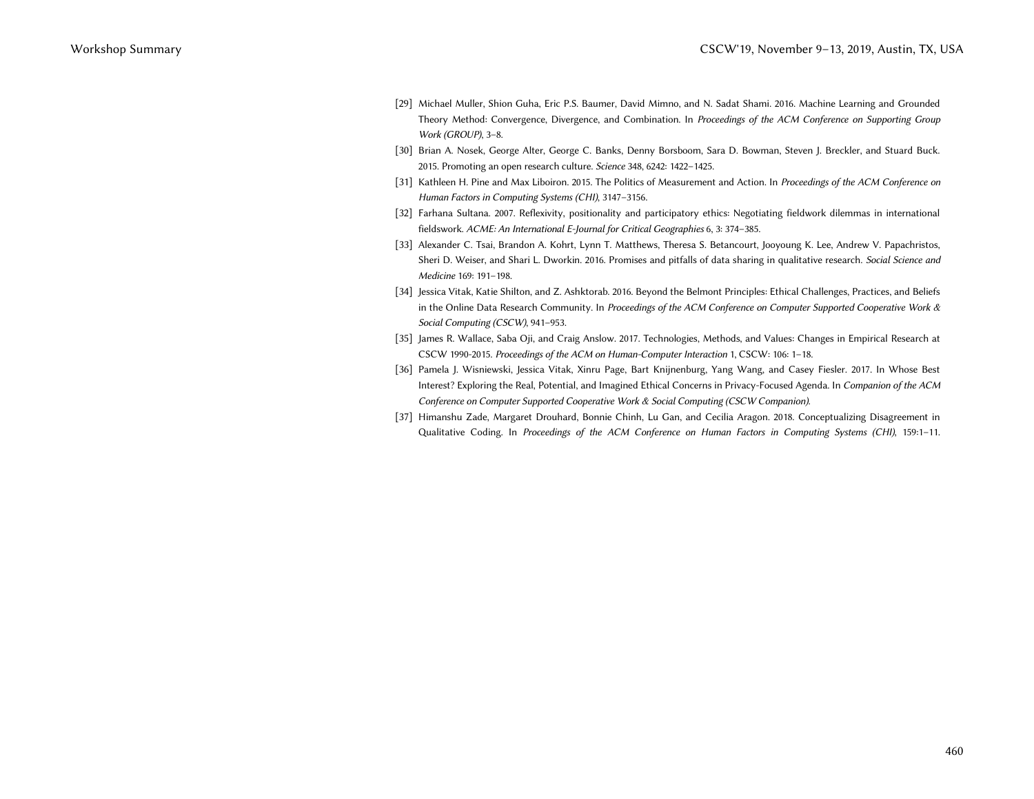[29] Michael Muller, Shion Guha, Eric P.S. Baumer, David Mimno, and N. Sadat Shami. 2016. Machine Learning and Grounded Theory Method: Convergence, Divergence, and Combination. In *Proceedings of the ACM Conference on Supporting Group Work (GROUP)*, 3–8.

[30] Brian A. Nosek, George Alter, George C. Banks, Denny Borsboom, Sara D. Bowman, Steven J. Breckler, and Stuard Buck. 2015. Promoting an open research culture. *Science* 348, 6242: 1422–1425.

[31] Kathleen H. Pine and Max Liboiron. 2015. The Politics of Measurement and Action. In *Proceedings of the ACM Conference on Human Factors in Computing Systems (CHI)*, 3147–3156.

[32] Farhana Sultana. 2007. Reflexivity, positionality and participatory ethics: Negotiating fieldwork dilemmas in international fieldswork. *ACME: An International E-Journal for Critical Geographies* 6, 3: 374–385.

[33] Alexander C. Tsai, Brandon A. Kohrt, Lynn T. Matthews, Theresa S. Betancourt, Jooyoung K. Lee, Andrew V. Papachristos, Sheri D. Weiser, and Shari L. Dworkin. 2016. Promises and pitfalls of data sharing in qualitative research. *Social Science and Medicine* 169: 191–198.

[34] Jessica Vitak, Katie Shilton, and Z. Ashktorab. 2016. Beyond the Belmont Principles: Ethical Challenges, Practices, and Beliefs in the Online Data Research Community. In *Proceedings of the ACM Conference on Computer Supported Cooperative Work & Social Computing (CSCW)*, 941–953.

[35] James R. Wallace, Saba Oji, and Craig Anslow. 2017. Technologies, Methods, and Values: Changes in Empirical Research at CSCW 1990-2015. *Proceedings of the ACM on Human-Computer Interaction* 1, CSCW: 106: 1–18.

[36] Pamela J. Wisniewski, Jessica Vitak, Xinru Page, Bart Knijnenburg, Yang Wang, and Casey Fiesler. 2017. In Whose Best Interest? Exploring the Real, Potential, and Imagined Ethical Concerns in Privacy-Focused Agenda. In *Companion of the ACM Conference on Computer Supported Cooperative Work & Social Computing (CSCW Companion)*.

[37] Himanshu Zade, Margaret Drouhard, Bonnie Chinh, Lu Gan, and Cecilia Aragon. 2018. Conceptualizing Disagreement in Qualitative Coding. In *Proceedings of the ACM Conference on Human Factors in Computing Systems (CHI)*, 159:1–11.